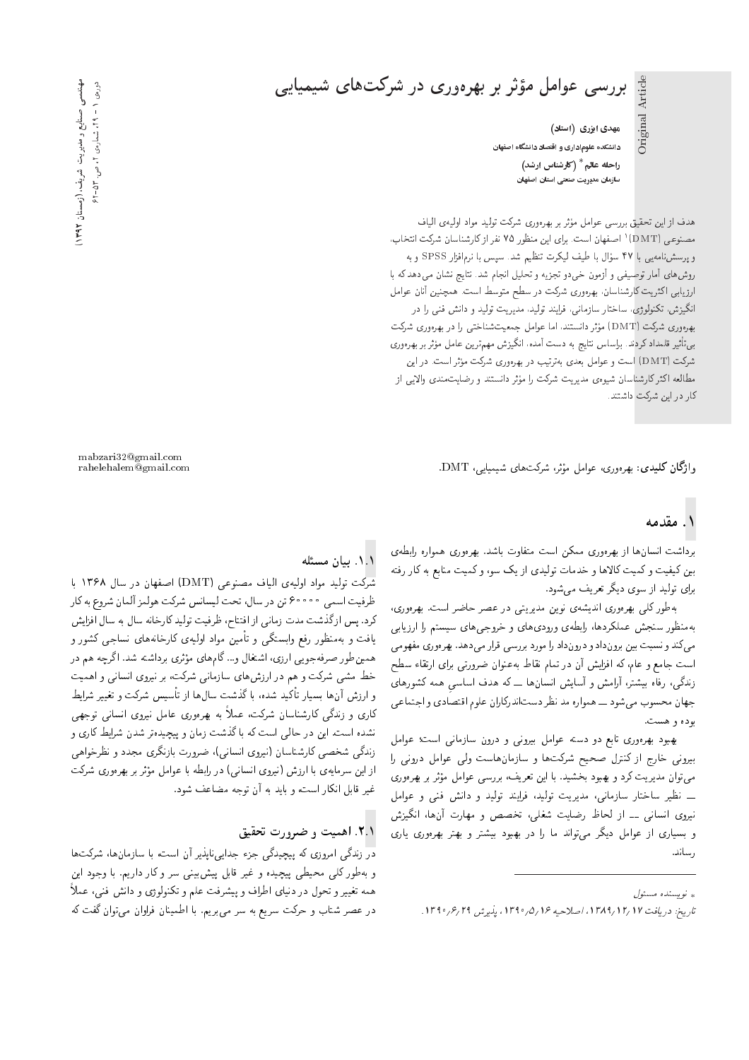# بررسی عوامل مؤثر بر بهره‌وری در شرکت‌های شیمیایی

Original Article

**مهدی ابزری** (استاد)
دانشکده علوم‌اداری و اقتصاد دانشگاه اصفهان

**راحله عالم*** (کارشناس ارشد)
سازمان مدیریت صنعتی استان اصفهان

هدف از این تحقیق بررسی عوامل مؤثر بر بهره‌وری شرکت تولید مواد اولیه‌ی الیاف مصنوعی (DMT)[1] اصفهان است. برای این منظور ۷۵ نفر از کارشناسان شرکت انتخاب، و پرسش‌نامه‌یی با ۴۷ سؤال با طیف لیکرت تنظیم شد. سپس با نرم‌افزار SPSS و به روش‌های آمار توصیفی و آزمون خی‌دو تجزیه و تحلیل انجام شد. نتایج نشان می‌دهد که با ارزیابی اکثریت کارشناسان، بهره‌وری شرکت در سطح متوسط است. همچنین آنان عوامل انگیزش، تکنولوژی، ساختار سازمانی، فرایند تولید، مدیریت تولید و دانش فنی را در بهره‌وری شرکت (DMT) مؤثر دانستند، اما عوامل جمعیت‌شناختی را در بهره‌وری شرکت بی‌تأثیر قلمداد کردند. براساس نتایج به دست آمده، انگیزش مهم‌ترین عامل مؤثر بر بهره‌وری شرکت (DMT) است و عوامل بعدی به‌ترتیب در بهره‌وری شرکت مؤثر است. در این مطالعه اکثر کارشناسان شیوه‌ی مدیریت شرکت را مؤثر دانستند و رضایت‌مندی والایی از کار در این شرکت داشتند.

**واژگان کلیدی:** بهره‌وری، عوامل مؤثر، شرکت‌های شیمیایی، DMT.

mabzari32@gmail.com
rahelehalem@gmail.com

## ۱. مقدمه

برداشت انسان‌ها از بهره‌وری ممکن است متفاوت باشد. بهره‌وری همواره رابطه‌ی بین کیفیت و کمیت کالاها و خدمات تولیدی از یک سو، و کمیت منابع به کار رفته برای تولید از سوی دیگر تعریف می‌شود.

به‌طور کلی بهره‌وری اندیشه‌ی نوین مدیریتی در عصر حاضر است. بهره‌وری، به‌منظور سنجش عملکردها، رابطه‌ی ورودی‌های و خروجی‌های سیستم را ارزیابی می‌کند و نسبت بین برون‌داد و درون‌داد را مورد بررسی قرار می‌دهد. بهره‌وری مفهومی است جامع و عام، که افزایش آن در تمام نقاط به‌عنوان ضرورتی برای ارتقاء سطح زندگی، رفاه بیشتر، آرامش و آسایش انسان‌ها ــ که هدف اساسی همه کشورهای جهان محسوب می‌شود ــ همواره مد نظر دست‌اندرکاران علوم اقتصادی و اجتماعی بوده و هست.

بهبود بهره‌وری تابع دو دسته عوامل بیرونی و درون سازمانی است؛ عوامل بیرونی خارج از کنترل صحیح شرکت‌ها و سازمان‌هاست ولی عوامل درونی را می‌توان مدیریت کرد و بهبود بخشید. با این تعریف، بررسی عوامل مؤثر بر بهره‌وری ــ نظیر ساختار سازمانی، مدیریت تولید، فرایند تولید و دانش فنی و عوامل نیروی انسانی ــ از لحاظ رضایت شغلی، تخصص و مهارت آن‌ها، انگیزش و بسیاری از عوامل دیگر می‌تواند ما را در بهبود بیشتر و بهتر بهره‌وری یاری رساند.

### ۱.۱. بیان مسئله

شرکت تولید مواد اولیه‌ی الیاف مصنوعی (DMT) اصفهان در سال ۱۳۶۸ با ظرفیت اسمی ۶۰۰۰۰ تن در سال، تحت لیسانس شرکت هولمز آلمان شروع به کار کرد. پس از گذشت مدت زمانی از افتتاح، ظرفیت تولید کارخانه سال به سال افزایش یافت و به‌منظور رفع وابستگی و تأمین مواد اولیه‌ی کارخانه‌های نساجی کشور و همین‌طور صرفه‌جویی ارزی، اشتغال و... گام‌های مؤثری برداشته شد. اگرچه هم در خط مشی شرکت و هم در ارزش‌های سازمانی شرکت، بر نیروی انسانی و اهمیت و ارزش آن‌ها بسیار تأکید شده، با گذشت سال‌ها از تأسیس شرکت و تغییر شرایط کاری و زندگی کارشناسان شرکت، عملاً به بهره‌وری عامل نیروی انسانی توجهی نشده است. این در حالی است که با گذشت زمان و پیچیده‌تر شدن شرایط کاری و زندگی شخصی کارشناسان (نیروی انسانی)، ضرورت بازنگری مجدد و نظرخواهی از این سرمایه‌ی با ارزش (نیروی انسانی) در رابطه با عوامل مؤثر بر بهره‌وری شرکت غیر قابل انکار است و باید به آن توجه مضاعف شود.

### ۲.۱. اهمیت و ضرورت تحقیق

در زندگی امروزی که پیچیدگی جزء جدایی‌ناپذیر آن است، با سازمان‌ها، شرکت‌ها و به‌طور کلی محیطی پیچیده و غیر قابل پیش‌بینی سر و کار داریم. با وجود این همه تغییر و تحول در دنیای اطراف و پیشرفت علم و تکنولوژی و دانش فنی، عملاً در عصر شتاب و حرکت سریع به سر می‌بریم. با اطمینان فراوان می‌توان گفت که

\* نویسنده مسئول

*تاریخ: دریافت ۱۳۸۹/۱۲/۱۷، اصلاحیه ۱۳۹۰/۵/۱۶، پذیرش ۱۳۹۰/۶/۲۹.*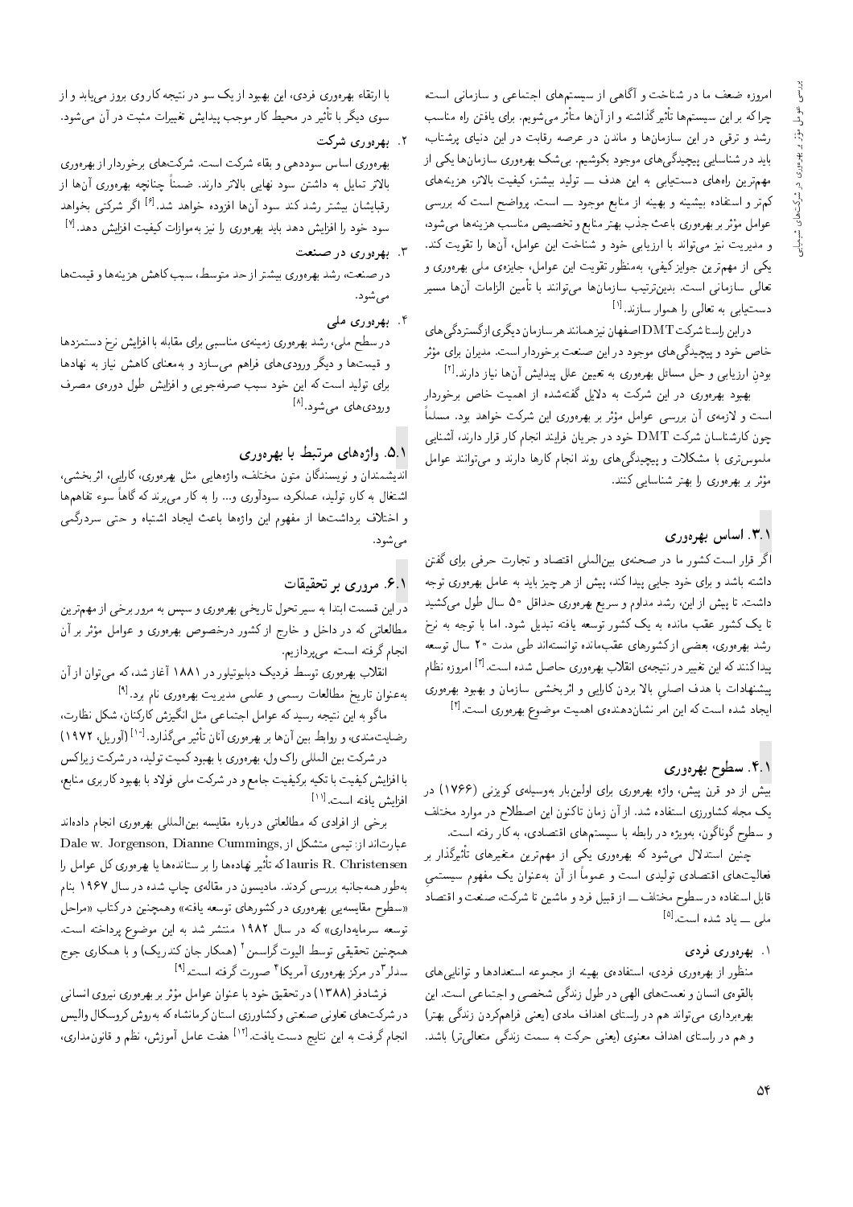امروزه ضعف ما در شناخت و آگاهی از سیستم‌های اجتماعی و سازمانی است، چراکه بر این سیستم‌ها تأثیر گذاشته و از آن‌ها متأثر می‌شویم. برای یافتن راه مناسب رشد و ترقی در این سازمان‌ها و ماندن در عرصه رقابت در این دنیای پرشتاب، باید در شناسایی پیچیدگی‌های موجود بکوشیم. بی‌شک بهره‌وری یکی از مهم‌ترین راه‌های دستیابی به این هدف ــ تولید بیشتر، کیفیت بالاتر، هزینه‌های کم‌تر و استفاده بیشینه و بهینه از منابع موجود ــ است. پرواضح است که بررسی عوامل مؤثر بر بهره‌وری باعث جذب بهتر منابع و تخصیص مناسب هزینه‌ها می‌شود، و مدیریت نیز می‌تواند با ارزیابی خود و شناخت این عوامل، آن‌ها را تقویت کند. یکی از مهم‌ترین جوایز کیفی، به‌منظور تقویت این عوامل، جایزه‌ی ملی بهره‌وری و تعالی سازمانی است. بدین‌ترتیب سازمان‌ها می‌توانند با تأمین الزامات آن‌ها مسیر دستیابی به تعالی را هموار سازند.[1]

در این راستا شرکت DMT اصفهان نیز همانند هر سازمان دیگری ازگستردگی‌های خاص خود و پیچیدگی‌های موجود در این صنعت برخوردار است. مدیران برای مؤثر بودن ارزیابی و حل مسائل بهره‌وری به تعیین علل پیدایش آن‌ها نیاز دارند.[2]

بهبود بهره‌وری در این شرکت به دلایل گفته‌شده از اهمیت خاص برخوردار است و لازمه‌ی آن بررسی عوامل مؤثر بر بهره‌وری این شرکت خواهد بود. مسلماً چون کارشناسان شرکت DMT خود در جریان فرایند انجام کار قرار دارند، آشنایی ملموس‌تری با مشکلات و پیچیدگی‌های روند انجام کارها دارند و می‌توانند عوامل مؤثر بر بهره‌وری را بهتر شناسایی کنند.

## ۳.۱. اساس بهره‌وری

اگر قرار است کشور ما در صحنه‌ی بین‌المللی اقتصاد و تجارت حرفی برای گفتن داشته باشد و برای خود جایی پیدا کند، پیش از هر چیز باید به عامل بهره‌وری توجه داشت. تا پیش از این، رشد مداوم و سریع بهره‌وری حداقل ۵۰ سال طول می‌کشید تا یک کشور عقب مانده به یک کشور توسعه یافته تبدیل شود. اما با توجه به نرخ رشد بهره‌وری، بعضی از کشورهای عقب‌مانده توانسته‌اند طی مدت ۲۰ سال توسعه پیدا کنند که این تغییر در نتیجه‌ی انقلاب بهره‌وری حاصل شده است.[3] امروزه نظام پیشنهادات با هدف اصلی بالا بردن کارایی و اثربخشی سازمان و بهبود بهره‌وری ایجاد شده است که این امر نشان‌دهنده‌ی اهمیت موضوع بهره‌وری است.[4]

## ۴.۱. سطوح بهره‌وری

بیش از دو قرن پیش، واژه بهره‌وری برای اولین‌بار به‌وسیله‌ی کوینی (۱۷۶۶) در یک مجله کشاورزی استفاده شد. از آن زمان تاکنون این اصطلاح در موارد مختلف و سطوح گوناگون، به‌ویژه در رابطه با سیستم‌های اقتصادی، به کار رفته است.

چنین استدلال می‌شود که بهره‌وری یکی از مهم‌ترین متغیرهای تأثیرگذار بر فعالیت‌های اقتصادی تولیدی است و عموماً از آن به‌عنوان یک مفهوم سیستمی قابل استفاده در سطوح مختلف ــ از قبیل فرد و ماشین تا شرکت، صنعت و اقتصاد ملی ــ یاد شده است.[5]

۱. **بهره‌وری فردی**

منظور از بهره‌وری فردی، استفاده‌ی بهینه از مجموعه استعدادها و توانایی‌های بالقوه‌ی انسان و نعمت‌های الهی در طول زندگی شخصی و اجتماعی است. این بهره‌برداری می‌تواند هم در راستای اهداف مادی (یعنی فراهم‌کردن زندگی بهتر) و هم در راستای اهداف معنوی (یعنی حرکت به سمت زندگی متعالی‌تر) باشد. با ارتقاء بهره‌وری فردی، این بهبود از یک سو در نتیجه کار وی بروز می‌یابد و از سوی دیگر با تأثیر در محیط کار موجب پیدایش تغییرات مثبت در آن می‌شود.

۲. **بهره‌وری شرکت**

بهره‌وری اساس سوددهی و بقاء شرکت است. شرکت‌های برخوردار از بهره‌وری بالاتر تمایل به داشتن سود نهایی بالاتر دارند. ضمناً چنانچه بهره‌وری آن‌ها از رقبایشان بیشتر رشد کند سود آن‌ها افزوده خواهد شد.[6] اگر شرکتی بخواهد سود خود را افزایش دهد باید بهره‌وری را نیز به‌موازات کیفیت افزایش دهد.[7]

۳. **بهره‌وری در صنعت**

در صنعت، رشد بهره‌وری بیشتر از حد متوسط، سبب کاهش هزینه‌ها و قیمت‌ها می‌شود.

۴. **بهره‌وری ملی**

در سطح ملی، رشد بهره‌وری زمینه‌ی مناسبی برای مقابله با افزایش نرخ دستمزدها و قیمت‌ها و دیگر ورودی‌های فراهم می‌سازد و به‌معنای کاهش نیاز به نهادها برای تولید است که این خود سبب صرفه‌جویی و افزایش طول دوره‌ی مصرف ورودی‌های می‌شود.[8]

## ۵.۱. واژه‌های مرتبط با بهره‌وری

اندیشمندان و نویسندگان متون مختلف، واژه‌هایی مثل بهره‌وری، کارایی، اثربخشی، اشتغال به کار، تولید، عملکرد، سودآوری و... را به کار می‌برند که گاهاً سوء تفاهم‌ها و اختلاف برداشت‌ها از مفهوم این واژه‌ها باعث ایجاد اشتباه و حتی سردرگمی می‌شود.

## ۶.۱. مروری بر تحقیقات

در این قسمت ابتدا به سیر تحول تاریخی بهره‌وری و سپس به مرور برخی از مهم‌ترین مطالعاتی که در داخل و خارج از کشور درخصوص بهره‌وری و عوامل مؤثر بر آن انجام گرفته است، می‌پردازیم.

انقلاب بهره‌وری توسط فردیک دبلیوتیلور در ۱۸۸۱ آغاز شد، که می‌توان از آن به‌عنوان تاریخ مطالعات رسمی و علمی مدیریت بهره‌وری نام برد.[9]

ماگو به این نتیجه رسید که عوامل اجتماعی مثل انگیزش کارکنان، شکل نظارت، رضایت‌مندی، و روابط بین آن‌ها بر بهره‌وری آنان تأثیر می‌گذارد.[10] (آوریل، ۱۹۷۲)

در شرکت بین المللی راک ول، بهره‌وری با بهبود کمیت تولید، در شرکت زیراکس با افزایش کیفیت با تکیه برکیفیت جامع و در شرکت ملی فولاد با بهبود کاربری منابع، افزایش یافته است.[11]

برخی از افرادی که مطالعاتی درباره مقایسه بین‌المللی بهره‌وری انجام داده‌اند عبارت‌اند از: تیمی متشکل از Dale w. Jorgenson, Dianne Cummings, lauris R. Christensen که تأثیر نهاده‌ها و یا بر ستانده‌ها یا بهره‌وری کل عوامل را به‌طور همه‌جانبه بررسی کردند. مادیسون در مقاله‌ی چاپ شده در سال ۱۹۶۷ بنام «سطوح مقایسه‌یی بهره‌وری در کشورهای توسعه یافته» وهمچنین درکتاب «مراحل توسعه سرمایه‌داری» که در سال ۱۹۸۲ منتشر شد به این موضوع پرداخته است. همچنین تحقیقی توسط الیوت گراسمن[2] (همکار جان کندریک) و با همکاری جوج سدلر[3] در مرکز بهره‌وری آمریکا[4] صورت گرفته است.[9]

فرشادفر (۱۳۸۸) در تحقیق خود با عنوان عوامل مؤثر بر بهره‌وری نیروی انسانی در شرکت‌های تعاونی صنعتی وکشاورزی استان کرمانشاه که به‌روش کروسکال والیس انجام گرفت به این نتایج دست یافت.[12] هفت عامل آموزش، نظم و قانون‌مداری،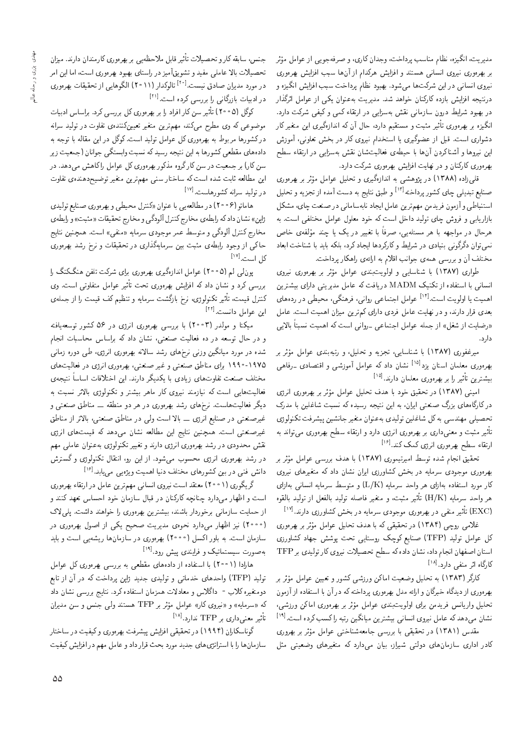مدیریت، انگیزه، نظام مناسب پرداخت، وجدان کاری، و صرفه‌جویی از عوامل مؤثر بر بهره‌وری نیروی انسانی هستند و افزایش هرکدام از آن‌ها سبب افزایش بهره‌وری نیروی انسانی در این شرکت‌ها می‌شود. بهبود نظام پرداخت سبب افزایش انگیزه و درنتیجه افزایش بازده کارکنان خواهد شد. مدیریت به‌عنوان یکی از عوامل اثرگذار در بهبود شرایط درون سازمانی نقش به‌سزایی در ارتقاء کمی و کیفی شرکت دارد. انگیزه بر بهره‌وری تأثیر مثبت و مستقیم دارد، حال آن که اندازه‌گیری این متغیر کار دشواری است. قبل از عضوگیری یا استخدام نیروی کار در بخش تعاونی، آموزش این نیروها و آشناکردن آن‌ها با حیطه‌ی فعالیت‌شان نقش به‌سزایی در ارتقاء سطح بهره‌وری کارکنان و در نهایت افزایش بهره‌وری شرکت دارد.

قلی‌زاده (۱۳۸۸) در پژوهشی به اندازه‌گیری و تحلیل عوامل مؤثر بر بهره‌وری صنایع تبدیلی چای کشور پرداخته[۱۳] و طبق نتایج به دست آمده از تجزیه و تحلیل استنباطی و آزمون فریدمن مهم‌ترین عامل ایجاد نابه‌سامانی در صنعت چای، مشکل بازاریابی و فروش چای تولید داخل است که خود معلول عوامل مختلفی است. به هرحال در مواجهه با هر مسئله‌یی، صرفاً با تغییر در یک یا چند مؤلفه‌ی خاص نمی‌توان دگرگونی بنیادی در شرایط و کارکردها ایجاد کرد، بلکه باید با شناخت ابعاد مختلف آن و بررسی همه‌ی جوانب اقدام به ارائه‌ی راهکار پرداخت.

طواری (۱۳۸۷) با شناسایی و اولویت‌بندی عوامل مؤثر بر بهره‌وری نیروی انسانی با استفاده از تکنیک MADM دریافت که عامل مدیریتی دارای بیشترین اهمیت یا اولویت است.[۱۴] عوامل اجتماعی روانی، فرهنگی، محیطی در رده‌های بعدی قرار دارند، و در نهایت عامل فردی دارای کم‌ترین میزان اهمیت است. عامل «رضایت از شغل» از جمله عوامل اجتماعی ـ روانی است که اهمیت نسبتاً بالایی دارد.

میرغفوری (۱۳۸۷) با شناسایی، تجزیه و تحلیل، و رتبه‌بندی عوامل مؤثر بر بهره‌وری معلمان استان یزد[۱۵] نشان داد که عوامل آموزشی و اقتصادی ـ رفاهی بیشترین تأثیر را بر بهره‌وری معلمان دارند.[۱۵]

امینی (۱۳۸۷) در تحقیق خود با هدف تحلیل عوامل مؤثر بر بهره‌وری انرژی در کارگاه‌های بزرگ صنعتی ایران، به این نتیجه رسیده که نسبت شاغلین با مدرک تحصیلی مهندسی به کل شاغلین تولیدی به‌عنوان متغیر جانشین پیشرفت تکنولوژی تأثیر مثبت و معنی‌داری بر بهره‌وری انرژی دارد و ارتقاء سطح بهره‌وری می‌تواند به ارتقاء سطح بهره‌وری انرژی کمک کند.[۱۶]

تحقیق انجام شده توسط امیرتیموری (۱۳۸۷) با هدف بررسی عوامل مؤثر بر بهره‌وری موجودی سرمایه در بخش کشاورزی ایران نشان داد که متغیرهای نیروی کار مورد استفاده به‌ازای هر واحد سرمایه (L/K) و متوسط سرمایه انسانی به‌ازای هر واحد سرمایه (H/K) تأثیر مثبت، و متغیر فاصله تولید بالفعل از تولید بالقوه (EXC) تأثیر منفی در بهره‌وری موجودی سرمایه در بخش کشاورزی دارند.[۱۷]

غلامی روچی (۱۳۸۴) در تحقیقی که با هدف تحلیل عوامل مؤثر بر بهره‌وری کل عوامل تولید (TFP) صنایع کوچک روستایی تحت پوشش جهاد کشاورزی استان اصفهان انجام داد، نشان داده که سطح تحصیلات نیروی کار تولیدی بر TFP کارگاه اثر منفی دارد.[۱۸]

کارگر (۱۳۸۳) به تحلیل وضعیت اماکن ورزشی کشور و تعیین عوامل مؤثر بر بهره‌وری از دیدگاه خبرگان و ارائه مدل بهره‌وری پرداخته که در آن با استفاده از آزمون تحلیل واریانس فریدمن برای اولویت‌بندی عوامل مؤثر بر بهره‌وری اماکن ورزشی، نشان می‌دهد که عامل نیروی انسانی بیشترین میانگین رتبه را کسب کرده است.[۱۹]

مقدس (۱۳۸۱) در تحقیقی با بررسی جامعه‌شناختی عوامل مؤثر بر بهروری کادر اداری سازمان‌های دولتی شیراز، بیان می‌دارد که متغیرهای وضعیتی مثل جنس، سابقه کار و تحصیلات تأثیر قابل ملاحظه‌یی بر بهره‌وری کارمندان دارند. میزان تحصیلات بالا عاملی مفید و تشویق‌آمیز در راستای بهبود بهره‌وری است، اما این امر در مورد مدیران صادق نیست.[۲۰] تالوکدار (۲۰۱۱) الگوهایی از تحقیقات بهره‌وری در ادبیات بازرگانی را بررسی کرده است.[۲۱]

کوگل (۲۰۰۵) تأثیر سن کار افراد را بر بهره‌وری کل بررسی کرد. براساس ادبیات موضوعی که وی مطرح می‌کند، مهم‌ترین متغیر تعیین‌کننده‌ی تفاوت در تولید سرانه درکشورها مربوط به بهره‌وری کل عوامل تولید است. کوگل در این مقاله با توجه به داده‌های مقطعی کشورها به این نتیجه رسید که نسبت وابستگی جوانان (جمعیت زیر سن کار) بر جمعیت در سن کار گروه مذکور بهره‌وری کل عوامل را کاهش می‌دهد. در این مطالعه ثابت شده است که ساختار سنی مهم‌ترین متغیر توضیح‌دهنده‌ی تفاوت در تولید سرانه کشورهاست.[۱۷]

هاماتو (۲۰۰۶) در مطالعه‌یی با عنوان «کنترل محیطی و بهره‌وری صنایع تولیدی ژاپن» نشان داد که رابطه‌ی مخارج کنترل آلودگی و مخارج تحقیقات «مثبت» و رابطه‌ی مخارج کنترل آلودگی و متوسط عمر موجودی سرمایه «منفی» است. همچنین نتایج حاکی از وجود رابطه‌ی مثبت بین سرمایه‌گذاری در تحقیقات و نرخ رشد بهره‌وری کل است.[۱۷]

پون‌لی لم (۲۰۰۵) عوامل اندازه‌گیری بهره‌وری برای شرکت تلفن هنگ‌کنگ را بررسی کرد و نشان داد که افزایش بهره‌وری تحت تأثیر عوامل متفاوتی است. وی کنترل قیمت، تأثیر تکنولوژی، نرخ بازگشت سرمایه و تنظیم کف قیمت را از جمله‌ی این عوامل دانست.[۲۲]

میکتا و مولدر (۲۰۰۳) با بررسی بهره‌وری انرژی در ۵۶ کشور توسعه‌یافته و در حال توسعه در ده فعالیت صنعتی، نشان داد که براساس محاسبات انجام شده در مورد میانگین وزنی نرخ‌های رشد سالانه بهره‌وری انرژی، طی دوره زمانی ۱۹۷۵-۱۹۹۰ برای مناطق صنعتی و غیر صنعتی، بهره‌وری انرژی در فعالیت‌های مختلف صنعت تفاوت‌های زیادی با یکدیگر دارند. این اختلافات اساساً نتیجه‌ی فعالیت‌هایی است که نیازمند نیروی کار ماهر بیشتر و تکنولوژی بالاتر نسبت به دیگر فعالیت‌هاست. نرخ‌های رشد بهره‌وری در هر دو منطقه ــ مناطق صنعتی و غیرصنعتی در صنایع انرژی ــ بالا است ولی در مناطق صنعتی، بالاتر از مناطق غیرصنعتی است. همچنین نتایج این مطالعه نشان می‌دهد که قیمت‌های انرژی نقش محدودی در رشد بهره‌وری انرژی دارند و تغییر تکنولوژی به‌عنوان عاملی مهم در رشد بهره‌وری انرژی محسوب می‌شود. از این رو، انتقال تکنولوژی و گسترش دانش فنی در بین کشورهای مختلف دنیا اهمیت ویژه‌یی می‌یابد.[۱۶]

گریگوری (۲۰۰۱) معتقد است نیروی انسانی مهم‌ترین عامل در ارتقاء بهره‌وری است و اظهار می‌دارد چنانچه کارکنان در قبال سازمان خود احساس تعهد کنند و از حمایت سازمانی برخوردار باشند، بیشترین بهره‌وری را خواهند داشت. پلی‌لاک (۲۰۰۰) نیز اظهار می‌دارد نحوه‌ی مدیریت صحیح یکی از اصول بهره‌وری در سازمان است. به باور اکسل (۲۰۰۰) بهره‌وری در سازمان‌ها ریشه‌یی است و باید به‌صورت سیستماتیک و فرایندی پیش رود.[۱۹]

هارادا (۲۰۰۱) با استفاده از داده‌های مقطعی به بررسی بهره‌وری کل عوامل تولید (TFP) واحدهای خدماتی و تولیدی جدید ژاپن پرداخت که در آن از تابع دومتغیره کلاب - داگلاس و معادلات همزمان استفاده کرد. نتایج بررسی نشان داد که «سرمایه» و «نیروی کار» عوامل مؤثر بر TFP هستند ولی جنس و سن مدیران تأثیر معنی‌داری بر TFP ندارد.[۱۸]

گوناسکاران (۱۹۹۴) در تحقیقی افزایش پیشرفت بهره‌وری و کیفیت در ساختار سازمان‌ها را با استراتژی‌های جدید مورد بحث قرار داد و عامل مهم در افزایش کیفیت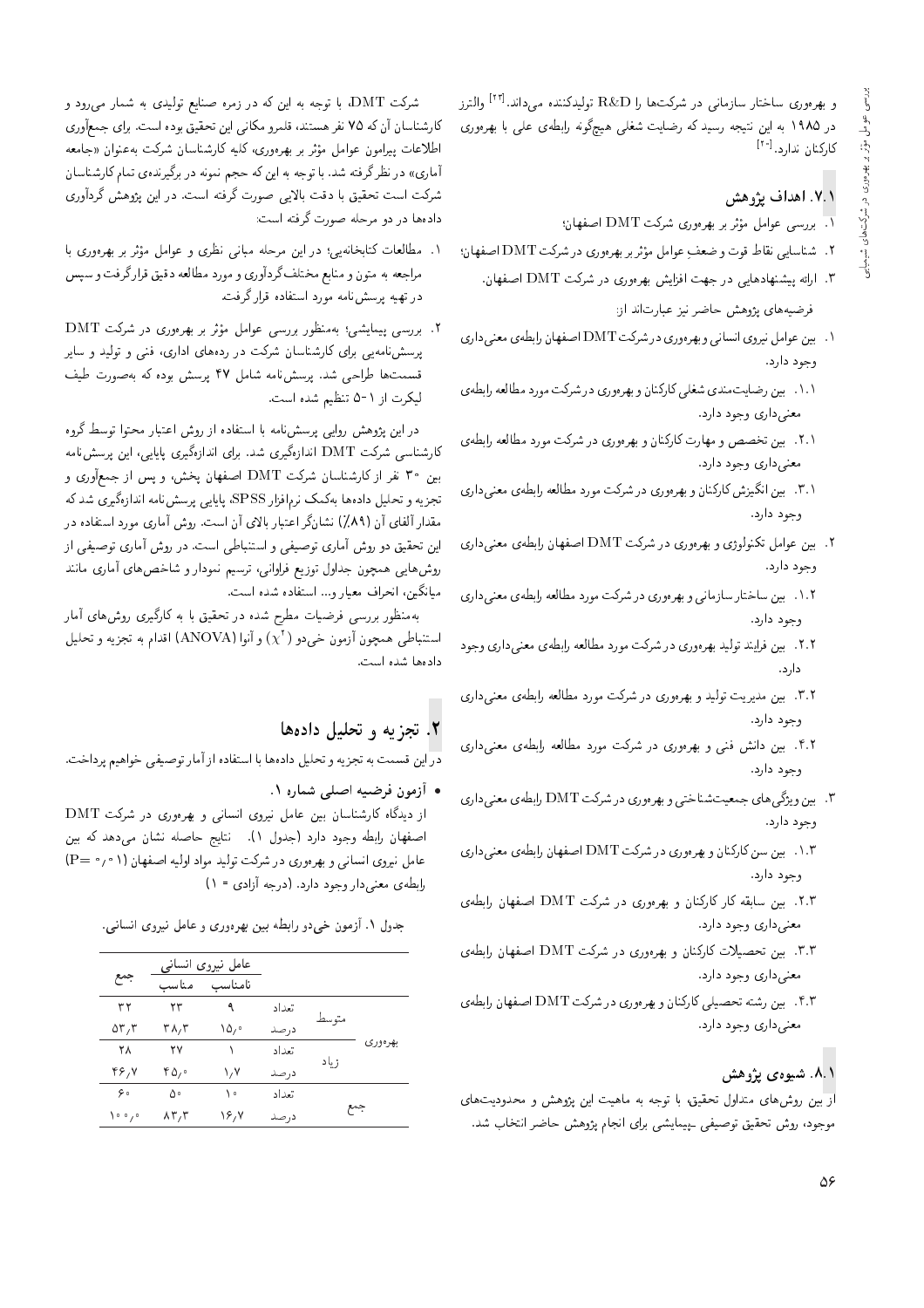و بهره‌وری ساختار سازمانی در شرکت‌ها را R&D تولیدکننده می‌داند.[۲۳] والتزر در ۱۹۸۵ به این نتیجه رسید که رضایت شغلی هیچ‌گونه رابطه‌ی علی با بهره‌وری کارکنان ندارد.[۲۰]

## ۷.۱. اهداف پژوهش

۱. بررسی عوامل مؤثر بر بهره‌وری شرکت DMT اصفهان؛
۲. شناسایی نقاط قوت و ضعفِ عوامل مؤثر بر بهره‌وری در شرکت DMT اصفهان؛
۳. ارائه پیشنهادهایی در جهت افزایش بهره‌وری در شرکت DMT اصفهان.

فرضیه‌های پژوهش حاضر نیز عبارت‌اند از:

۱. بین عوامل نیروی انسانی و بهره‌وری در شرکت DMT اصفهان رابطه‌ی معنی‌داری وجود دارد.
  - ۱.۱. بین رضایت‌مندی شغلی کارکنان و بهره‌وری در شرکت مورد مطالعه رابطه‌ی معنی‌داری وجود دارد.
  - ۲.۱. بین تخصص و مهارت کارکنان و بهره‌وری در شرکت مورد مطالعه رابطه‌ی معنی‌داری وجود دارد.
  - ۳.۱. بین انگیزش کارکنان و بهره‌وری در شرکت مورد مطالعه رابطه‌ی معنی‌داری وجود دارد.

۲. بین عوامل تکنولوژی و بهره‌وری در شرکت DMT اصفهان رابطه‌ی معنی‌داری وجود دارد.
  - ۱.۲. بین ساختار سازمانی و بهره‌وری در شرکت مورد مطالعه رابطه‌ی معنی‌داری وجود دارد.
  - ۲.۲. بین فرایند تولید بهره‌وری در شرکت مورد مطالعه رابطه‌ی معنی‌داری وجود دارد.
  - ۳.۲. بین مدیریت تولید و بهره‌وری در شرکت مورد مطالعه رابطه‌ی معنی‌داری وجود دارد.
  - ۴.۲. بین دانش فنی و بهره‌وری در شرکت مورد مطالعه رابطه‌ی معنی‌داری وجود دارد.

۳. بین ویژگی‌های جمعیت‌شناختی و بهره‌وری در شرکت DMT رابطه‌ی معنی‌داری وجود دارد.
  - ۱.۳. بین سن کارکنان و بهره‌وری در شرکت DMT اصفهان رابطه‌ی معنی‌داری وجود دارد.
  - ۲.۳. بین سابقه کار کارکنان و بهره‌وری در شرکت DMT اصفهان رابطه‌ی معنی‌داری وجود دارد.
  - ۳.۳. بین تحصیلات کارکنان و بهره‌وری در شرکت DMT اصفهان رابطه‌ی معنی‌داری وجود دارد.
  - ۴.۳. بین رشته تحصیلی کارکنان و بهره‌وری در شرکت DMT اصفهان رابطه‌ی معنی‌داری وجود دارد.

## ۸.۱. شیوه‌ی پژوهش

از بین روش‌های متداول تحقیق، با توجه به ماهیت این پژوهش و محدودیت‌های موجود، روش تحقیق توصیفی ـ پیمایشی برای انجام پژوهش حاضر انتخاب شد.

شرکت DMT، با توجه به این که در زمره صنایع تولیدی به شمار می‌رود و کارشناسان آن که ۷۵ نفر هستند، قلمرو مکانی این تحقیق بوده است. برای جمع‌آوری اطلاعات پیرامون عوامل مؤثر بر بهره‌وری، کلیه کارشناسان شرکت به‌عنوان «جامعه آماری» در نظر گرفته شد. با توجه به این که حجم نمونه در برگیرنده‌ی تمام کارشناسان شرکت است تحقیق با دقت بالایی صورت گرفته است. در این پژوهش گردآوری داده‌ها در دو مرحله صورت گرفته است:

۱. مطالعات کتابخانه‌یی؛ در این مرحله مبانی نظری و عوامل مؤثر بر بهره‌وری با مراجعه به متون و منابع مختلف گردآوری و مورد مطالعه دقیق قرار گرفت و سپس در تهیه پرسش‌نامه مورد استفاده قرار گرفت.
۲. بررسی پیمایشی؛ به‌منظور بررسی عوامل مؤثر بر بهره‌وری در شرکت DMT پرسش‌نامه‌یی برای کارشناسان شرکت در رده‌های اداری، فنی و تولید و سایر قسمت‌ها طراحی شد. پرسش‌نامه شامل ۴۷ پرسش بوده که به‌صورت طیف لیکرت از ۱-۵ تنظیم شده است.

در این پژوهش روایی پرسش‌نامه با استفاده از روش اعتبار محتوا توسط گروه کارشناسی شرکت DMT اندازه‌گیری شد. برای اندازه‌گیری پایایی، این پرسش‌نامه بین ۳۰ نفر از کارشناسان شرکت DMT اصفهان پخش، و پس از جمع‌آوری و تجزیه و تحلیل داده‌ها به‌کمک نرم‌افزار SPSS، پایایی پرسش‌نامه اندازه‌گیری شد که مقدار آلفای آن (۸۹٪) نشان‌گر اعتبار بالای آن است. روش آماری مورد استفاده در این تحقیق دو روش آماری توصیفی و استنباطی است. در روش آماری توصیفی از روش‌هایی همچون جداول توزیع فراوانی، ترسیم نمودار و شاخص‌های آماری مانند میانگین، انحراف معیار و... استفاده شده است.

به‌منظور بررسی فرضیات مطرح شده در تحقیق با به کارگیری روش‌های آمار استنباطی همچون آزمون خی‌دو ($\chi^2$) و آنوا (ANOVA) اقدام به تجزیه و تحلیل داده‌ها شده است.

# ۲. تجزیه و تحلیل داده‌ها

در این قسمت به تجزیه و تحلیل داده‌ها با استفاده از آمار توصیفی خواهیم پرداخت.

- **آزمون فرضیه اصلی شماره ۱.**
از دیدگاه کارشناسان بین عامل نیروی انسانی و بهره‌وری در شرکت DMT اصفهان رابطه وجود دارد (جدول ۱). نتایج حاصله نشان می‌دهد که بین عامل نیروی انسانی و بهره‌وری در شرکت تولید مواد اولیه اصفهان ($P= ۰٫۰۱$) رابطه‌ی معنی‌دار وجود دارد. (درجه آزادی = ۱)

جدول ۱. آزمون خی‌دو رابطه بین بهره‌وری و عامل نیروی انسانی.

| | | | عامل نیروی انسانی | | جمع |
|---|---|---|---|---|---|
| | | | نامناسب | مناسب | |
| بهره‌وری | متوسط | تعداد | ۹ | ۲۳ | ۳۲ |
| | | درصد | ۱۵٫۰ | ۳۸٫۳ | ۵۳٫۳ |
| | زیاد | تعداد | ۱ | ۲۷ | ۲۸ |
| | | درصد | ۱٫۷ | ۴۵٫۰ | ۴۶٫۷ |
| جمع | | تعداد | ۱۰ | ۵۰ | ۶۰ |
| | | درصد | ۱۶٫۷ | ۸۳٫۳ | ۱۰۰٫۰ |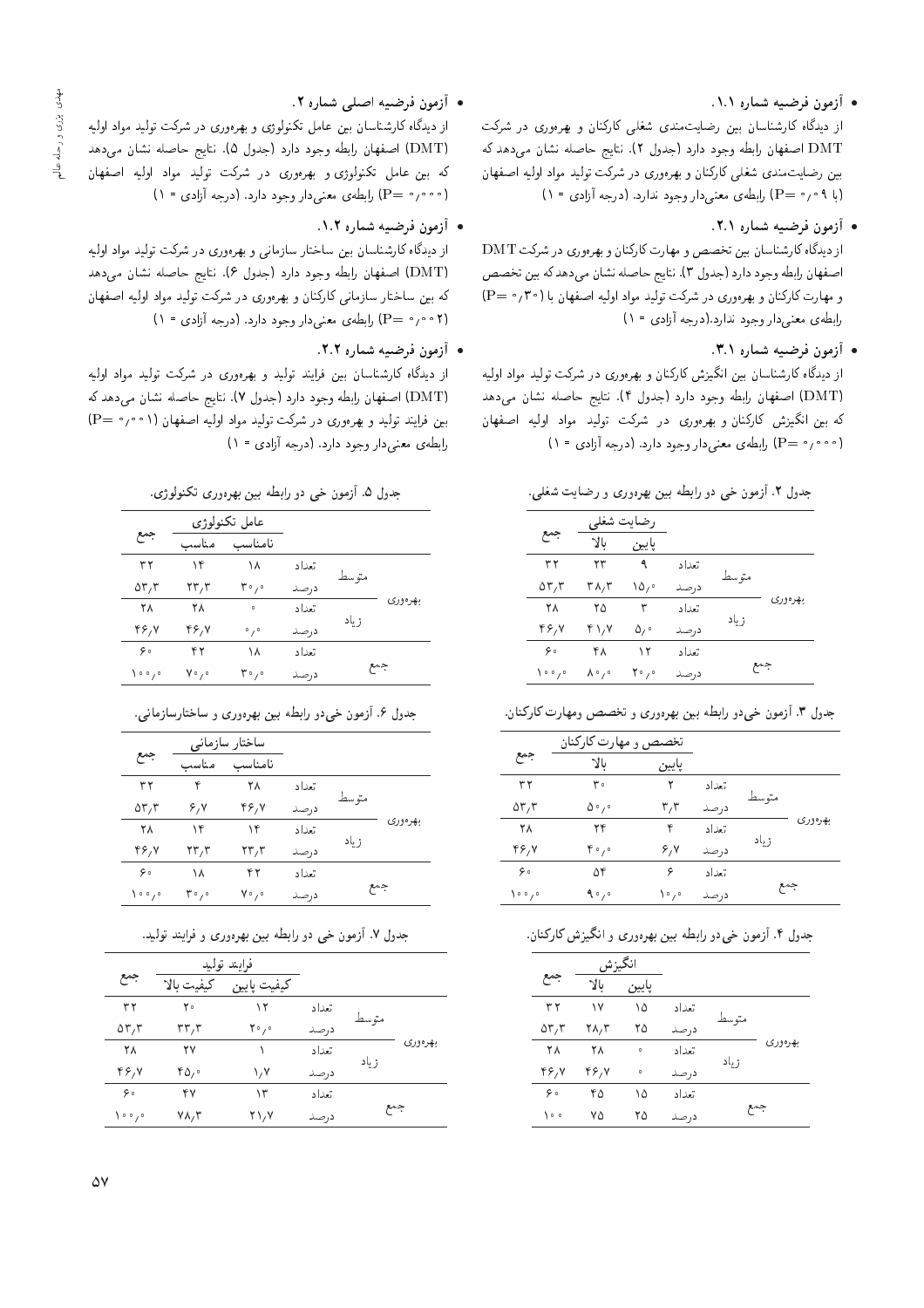- **آزمون فرضیه شماره ۱.۱.**

از دیدگاه کارشناسان بین رضایت‌مندی شغلی کارکنان و بهره‌وری در شرکت DMT اصفهان رابطه وجود دارد (جدول ۲). نتایج حاصله نشان می‌دهد که بین رضایت‌مندی شغلی کارکنان و بهره‌وری در شرکت تولید مواد اولیه اصفهان (با P= ۰٫۰۹) رابطه‌ی معنی‌دار وجود ندارد. (درجه آزادی = ۱)

- **آزمون فرضیه شماره ۲.۱.**

از دیدگاه کارشناسان بین تخصص و مهارت کارکنان و بهره‌وری در شرکت DMT اصفهان رابطه وجود دارد (جدول ۳). نتایج حاصله نشان می‌دهد که بین تخصص و مهارت کارکنان و بهره‌وری در شرکت تولید مواد اولیه اصفهان با (P= ۰٫۳۰) رابطه‌ی معنی‌دار وجود ندارد.(درجه آزادی = ۱)

- **آزمون فرضیه شماره ۳.۱.**

از دیدگاه کارشناسان بین انگیزش کارکنان و بهره‌وری در شرکت تولید مواد اولیه (DMT) اصفهان رابطه وجود دارد (جدول ۴). نتایج حاصله نشان می‌دهد که بین انگیزش کارکنان و بهره‌وری در شرکت تولید مواد اولیه اصفهان (P= ۰٫۰۰۰) رابطه‌ی معنی‌دار وجود دارد. (درجه آزادی = ۱)

جدول ۲. آزمون خی دو رابطه بین بهره‌وری و رضایت شغلی.

| | | | رضایت شغلی | | جمع |
|---|---|---|---|---|---|
| | | | پایین | بالا | |
| بهره‌وری | متوسط | تعداد | ۹ | ۲۳ | ۳۲ |
| | | درصد | ۱۵٫۰ | ۳۸٫۳ | ۵۳٫۳ |
| | زیاد | تعداد | ۳ | ۲۵ | ۲۸ |
| | | درصد | ۵٫۰ | ۴۱٫۷ | ۴۶٫۷ |
| جمع | | تعداد | ۱۲ | ۴۸ | ۶۰ |
| | | درصد | ۲۰٫۰ | ۸۰٫۰ | ۱۰۰٫۰ |

جدول ۳. آزمون خی‌دو رابطه بین بهره‌وری و تخصص ومهارت کارکنان.

| | | | تخصص و مهارت کارکنان | | جمع |
|---|---|---|---|---|---|
| | | | پایین | بالا | |
| بهره‌وری | متوسط | تعداد | ۲ | ۳۰ | ۳۲ |
| | | درصد | ۳٫۳ | ۵۰٫۰ | ۵۳٫۳ |
| | زیاد | تعداد | ۴ | ۲۴ | ۲۸ |
| | | درصد | ۶٫۷ | ۴۰٫۰ | ۴۶٫۷ |
| جمع | | تعداد | ۶ | ۵۴ | ۶۰ |
| | | درصد | ۱۰٫۰ | ۹۰٫۰ | ۱۰۰٫۰ |

جدول ۴. آزمون خی‌دو رابطه بین بهره‌وری و انگیزش کارکنان.

| | | | انگیزش | | جمع |
|---|---|---|---|---|---|
| | | | پایین | بالا | |
| بهره‌وری | متوسط | تعداد | ۱۵ | ۱۷ | ۳۲ |
| | | درصد | ۲۵ | ۲۸٫۳ | ۵۳٫۳ |
| | زیاد | تعداد | ۰ | ۲۸ | ۲۸ |
| | | درصد | ۰ | ۴۶٫۷ | ۴۶٫۷ |
| جمع | | تعداد | ۱۵ | ۴۵ | ۶۰ |
| | | درصد | ۲۵ | ۷۵ | ۱۰۰ |

- **آزمون فرضیه اصلی شماره ۲.**

از دیدگاه کارشناسان بین عامل تکنولوژی و بهره‌وری در شرکت تولید مواد اولیه (DMT) اصفهان رابطه وجود دارد (جدول ۵). نتایج حاصله نشان می‌دهد که بین عامل تکنولوژی و بهره‌وری در شرکت تولید مواد اولیه اصفهان (P= ۰٫۰۰۰) رابطه‌ی معنی‌دار وجود دارد. (درجه آزادی = ۱)

- **آزمون فرضیه شماره ۱.۲.**

از دیدگاه کارشناسان بین ساختار سازمانی و بهره‌وری در شرکت تولید مواد اولیه (DMT) اصفهان رابطه وجود دارد (جدول ۶). نتایج حاصله نشان می‌دهد که بین ساختار سازمانی کارکنان و بهره‌وری در شرکت تولید مواد اولیه اصفهان (P= ۰٫۰۰۲) رابطه‌ی معنی‌دار وجود دارد. (درجه آزادی = ۱)

- **آزمون فرضیه شماره ۲.۲.**

از دیدگاه کارشناسان بین فرایند تولید و بهره‌وری در شرکت تولید مواد اولیه (DMT) اصفهان رابطه وجود دارد (جدول ۷). نتایج حاصله نشان می‌دهد که بین فرایند تولید و بهره‌وری در شرکت تولید مواد اولیه اصفهان (P= ۰٫۰۰۱) رابطه‌ی معنی‌دار وجود دارد. (درجه آزادی = ۱)

جدول ۵. آزمون خی دو رابطه بین بهره‌وری تکنولوژی.

| | | | عامل تکنولوژی | | جمع |
|---|---|---|---|---|---|
| | | | نامناسب | مناسب | |
| بهره‌وری | متوسط | تعداد | ۱۸ | ۱۴ | ۳۲ |
| | | درصد | ۳۰٫۰ | ۲۳٫۳ | ۵۳٫۳ |
| | زیاد | تعداد | ۰ | ۲۸ | ۲۸ |
| | | درصد | ۰٫۰ | ۴۶٫۷ | ۴۶٫۷ |
| جمع | | تعداد | ۱۸ | ۴۲ | ۶۰ |
| | | درصد | ۳۰٫۰ | ۷۰٫۰ | ۱۰۰٫۰ |

جدول ۶. آزمون خی‌دو رابطه بین بهره‌وری و ساختارسازمانی.

| | | | ساختار سازمانی | | جمع |
|---|---|---|---|---|---|
| | | | نامناسب | مناسب | |
| بهره‌وری | متوسط | تعداد | ۲۸ | ۴ | ۳۲ |
| | | درصد | ۴۶٫۷ | ۶٫۷ | ۵۳٫۳ |
| | زیاد | تعداد | ۱۴ | ۱۴ | ۲۸ |
| | | درصد | ۲۳٫۳ | ۲۳٫۳ | ۴۶٫۷ |
| جمع | | تعداد | ۴۲ | ۱۸ | ۶۰ |
| | | درصد | ۷۰٫۰ | ۳۰٫۰ | ۱۰۰٫۰ |

جدول ۷. آزمون خی دو رابطه بین بهره‌وری و فرایند تولید.

| | | | فرایند تولید | | جمع |
|---|---|---|---|---|---|
| | | | کیفیت پایین | کیفیت بالا | |
| بهره‌وری | متوسط | تعداد | ۱۲ | ۲۰ | ۳۲ |
| | | درصد | ۲۰٫۰ | ۳۳٫۳ | ۵۳٫۳ |
| | زیاد | تعداد | ۱ | ۲۷ | ۲۸ |
| | | درصد | ۱٫۷ | ۴۵٫۰ | ۴۶٫۷ |
| جمع | | تعداد | ۱۳ | ۴۷ | ۶۰ |
| | | درصد | ۲۱٫۷ | ۷۸٫۳ | ۱۰۰٫۰ |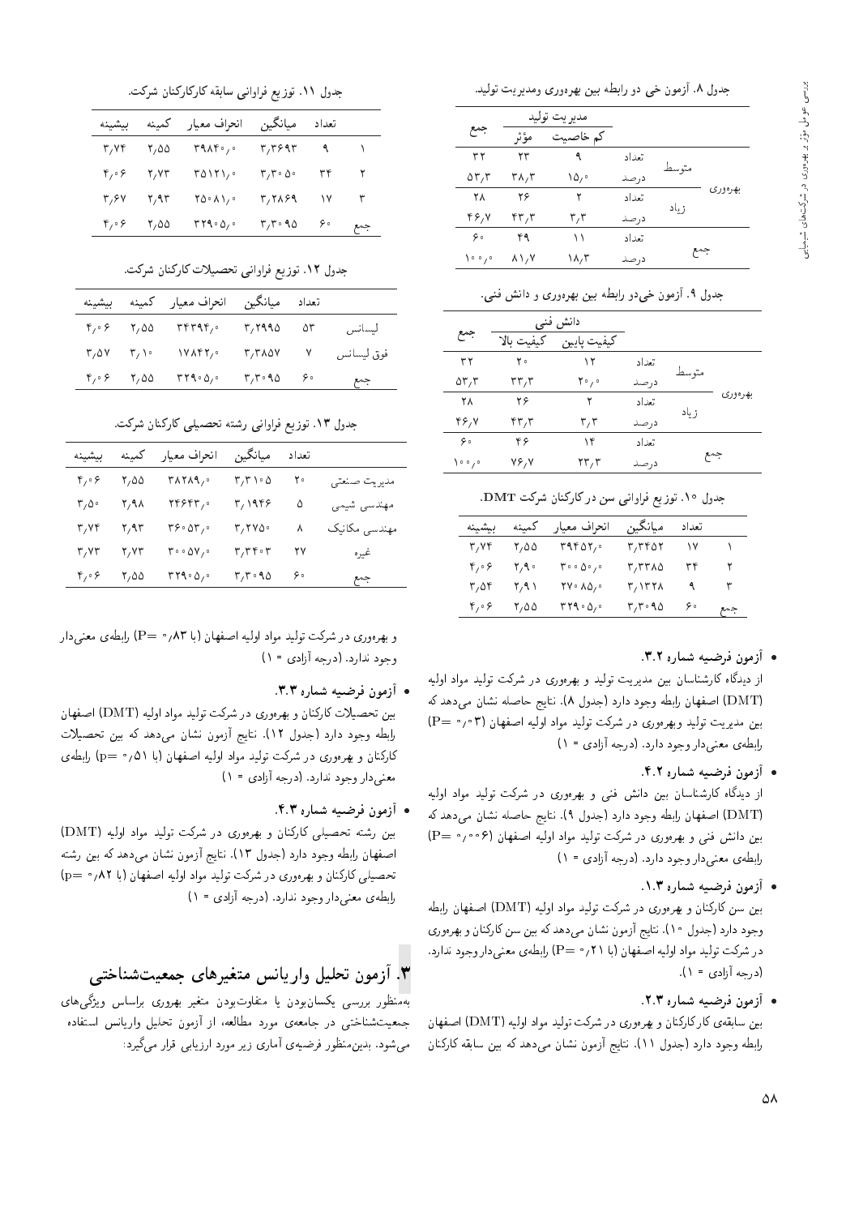جدول ۸. آزمون خی دو رابطه بین بهره‌وری ومدیریت تولید.

| | | | مدیریت تولید | | جمع |
|---|---|---|---|---|---|
| | | | کم خاصیت | مؤثر | |
| بهره‌وری | متوسط | تعداد | ۹ | ۲۳ | ۳۲ |
| | | درصد | ۱۵٫۰ | ۳۸٫۳ | ۵۳٫۳ |
| | زیاد | تعداد | ۲ | ۲۶ | ۲۸ |
| | | درصد | ۳٫۳ | ۴۳٫۳ | ۴۶٫۷ |
| جمع | | تعداد | ۱۱ | ۴۹ | ۶۰ |
| | | درصد | ۱۸٫۳ | ۸۱٫۷ | ۱۰۰٫۰ |

جدول ۹. آزمون خی‌دو رابطه بین بهره‌وری و دانش فنی.

| | | | دانش فنی | | جمع |
|---|---|---|---|---|---|
| | | | کیفیت پایین | کیفیت بالا | |
| بهره‌وری | متوسط | تعداد | ۱۲ | ۲۰ | ۳۲ |
| | | درصد | ۲۰٫۰ | ۳۳٫۳ | ۵۳٫۳ |
| | زیاد | تعداد | ۲ | ۲۶ | ۲۸ |
| | | درصد | ۳٫۳ | ۴۳٫۳ | ۴۶٫۷ |
| جمع | | تعداد | ۱۴ | ۴۶ | ۶۰ |
| | | درصد | ۲۳٫۳ | ۷۶٫۷ | ۱۰۰٫۰ |

جدول ۱۰. توزیع فراوانی سن درکارکنان شرکت DMT.

| | تعداد | میانگین | انحراف معیار | کمینه | بیشینه |
|---|---|---|---|---|---|
| ۱ | ۱۷ | ۳٫۳۴۵۲ | ۳۹۴۵۲٫۰ | ۲٫۵۵ | ۳٫۷۴ |
| ۲ | ۳۴ | ۳٫۳۳۸۵ | ۳۰۰۵۰٫۰ | ۲٫۹۰ | ۴٫۰۶ |
| ۳ | ۹ | ۳٫۱۳۲۸ | ۲۷۰۸۵٫۰ | ۲٫۹۱ | ۳٫۵۴ |
| جمع | ۶۰ | ۳٫۳۰۹۵ | ۳۲۹۰۵٫۰ | ۲٫۵۵ | ۴٫۰۶ |

جدول ۱۱. توزیع فراوانی سابقه کارکارکنان شرکت.

| | تعداد | میانگین | انحراف معیار | کمینه | بیشینه |
|---|---|---|---|---|---|
| ۱ | ۹ | ۳٫۳۶۹۳ | ۳۹۸۴۰٫۰ | ۲٫۵۵ | ۳٫۷۴ |
| ۲ | ۳۴ | ۳٫۳۰۵۰ | ۳۵۱۲۱٫۰ | ۲٫۷۳ | ۴٫۰۶ |
| ۳ | ۱۷ | ۳٫۲۸۶۹ | ۲۵۰۸۱٫۰ | ۲٫۹۳ | ۳٫۶۷ |
| جمع | ۶۰ | ۳٫۳۰۹۵ | ۳۲۹۰۵٫۰ | ۲٫۵۵ | ۴٫۰۶ |

جدول ۱۲. توزیع فراوانی تحصیلات کارکنان شرکت.

| | تعداد | میانگین | انحراف معیار | کمینه | بیشینه |
|---|---|---|---|---|---|
| لیسانس | ۵۳ | ۳٫۲۹۹۵ | ۳۴۳۹۴٫۰ | ۲٫۵۵ | ۴٫۰۶ |
| فوق لیسانس | ۷ | ۳٫۳۸۵۷ | ۱۷۸۴۲٫۰ | ۳٫۱۰ | ۳٫۵۷ |
| جمع | ۶۰ | ۳٫۳۰۹۵ | ۳۲۹۰۵٫۰ | ۲٫۵۵ | ۴٫۰۶ |

جدول ۱۳. توزیع فراوانی رشته تحصیلی کارکنان شرکت.

| | تعداد | میانگین | انحراف معیار | کمینه | بیشینه |
|---|---|---|---|---|---|
| مدیریت صنعتی | ۲۰ | ۳٫۳۱۰۵ | ۳۸۲۸۹٫۰ | ۲٫۵۵ | ۴٫۰۶ |
| مهندسی شیمی | ۵ | ۳٫۱۹۴۶ | ۲۴۶۴۳٫۰ | ۲٫۹۸ | ۳٫۵۰ |
| مهندسی مکانیک | ۸ | ۳٫۲۷۵۰ | ۳۶۰۵۳٫۰ | ۲٫۹۳ | ۳٫۷۴ |
| غیره | ۲۷ | ۳٫۳۴۰۳ | ۳۰۰۵۷٫۰ | ۲٫۷۳ | ۳٫۷۳ |
| جمع | ۶۰ | ۳٫۳۰۹۵ | ۳۲۹۰۵٫۰ | ۲٫۵۵ | ۴٫۰۶ |

- **آزمون فرضیه شماره ۳.۲.**
از دیدگاه کارشناسان بین مدیریت تولید و بهره‌وری در شرکت تولید مواد اولیه (DMT) اصفهان رابطه وجود دارد (جدول ۸). نتایج حاصله نشان می‌دهد که بین مدیریت تولید وبهره‌وری در شرکت تولید مواد اولیه اصفهان (P= ۰٫۰۳) رابطه‌ی معنی‌دار وجود دارد. (درجه آزادی = ۱)

- **آزمون فرضیه شماره ۴.۲.**
از دیدگاه کارشناسان بین دانش فنی و بهره‌وری در شرکت تولید مواد اولیه (DMT) اصفهان رابطه وجود دارد (جدول ۹). نتایج حاصله نشان می‌دهد که بین دانش فنی و بهره‌وری در شرکت تولید مواد اولیه اصفهان (P= ۰٫۰۰۶) رابطه‌ی معنی‌دار وجود دارد. (درجه آزادی = ۱)

- **آزمون فرضیه شماره ۱.۳.**
بین سن کارکنان و بهره‌وری در شرکت تولید مواد اولیه (DMT) اصفهان رابطه وجود دارد (جدول ۱۰). نتایج آزمون نشان می‌دهد که بین سن کارکنان و بهره‌وری در شرکت تولید مواد اولیه اصفهان (با P= ۰٫۲۱) رابطه‌ی معنی‌دار وجود ندارد. (درجه آزادی = ۱).

- **آزمون فرضیه شماره ۲.۳.**
بین سابقه‌ی کارکارکنان و بهره‌وری در شرکت تولید مواد اولیه (DMT) اصفهان رابطه وجود دارد (جدول ۱۱). نتایج آزمون نشان می‌دهد که بین سابقه کارکنان و بهره‌وری در شرکت تولید مواد اولیه اصفهان (با P= ۰٫۸۳) رابطه‌ی معنی‌دار وجود ندارد. (درجه آزادی = ۱)

- **آزمون فرضیه شماره ۳.۳.**
بین تحصیلات کارکنان و بهره‌وری در شرکت تولید مواد اولیه (DMT) اصفهان رابطه وجود دارد (جدول ۱۲). نتایج آزمون نشان می‌دهد که بین تحصیلات کارکنان و بهره‌وری در شرکت تولید مواد اولیه اصفهان (با p= ۰٫۵۱) رابطه‌ی معنی‌دار وجود ندارد. (درجه آزادی = ۱)

- **آزمون فرضیه شماره ۴.۳.**
بین رشته تحصیلی کارکنان و بهره‌وری در شرکت تولید مواد اولیه (DMT) اصفهان رابطه وجود دارد (جدول ۱۳). نتایج آزمون نشان می‌دهد که بین رشته تحصیلی کارکنان و بهره‌وری در شرکت تولید مواد اولیه اصفهان (با p= ۰٫۸۲) رابطه‌ی معنی‌دار وجود ندارد. (درجه آزادی = ۱)

## ۳. آزمون تحلیل واریانس متغیرهای جمعیت‌شناختی

به‌منظور بررسی یکسان‌بودن یا متفاوت‌بودن متغیر بهروری براساس ویژگی‌های جمعیت‌شناختی در جامعه‌ی مورد مطالعه، از آزمون تحلیل واریانس استفاده می‌شود. بدین‌منظور فرضیه‌ی آماری زیر مورد ارزیابی قرار می‌گیرد: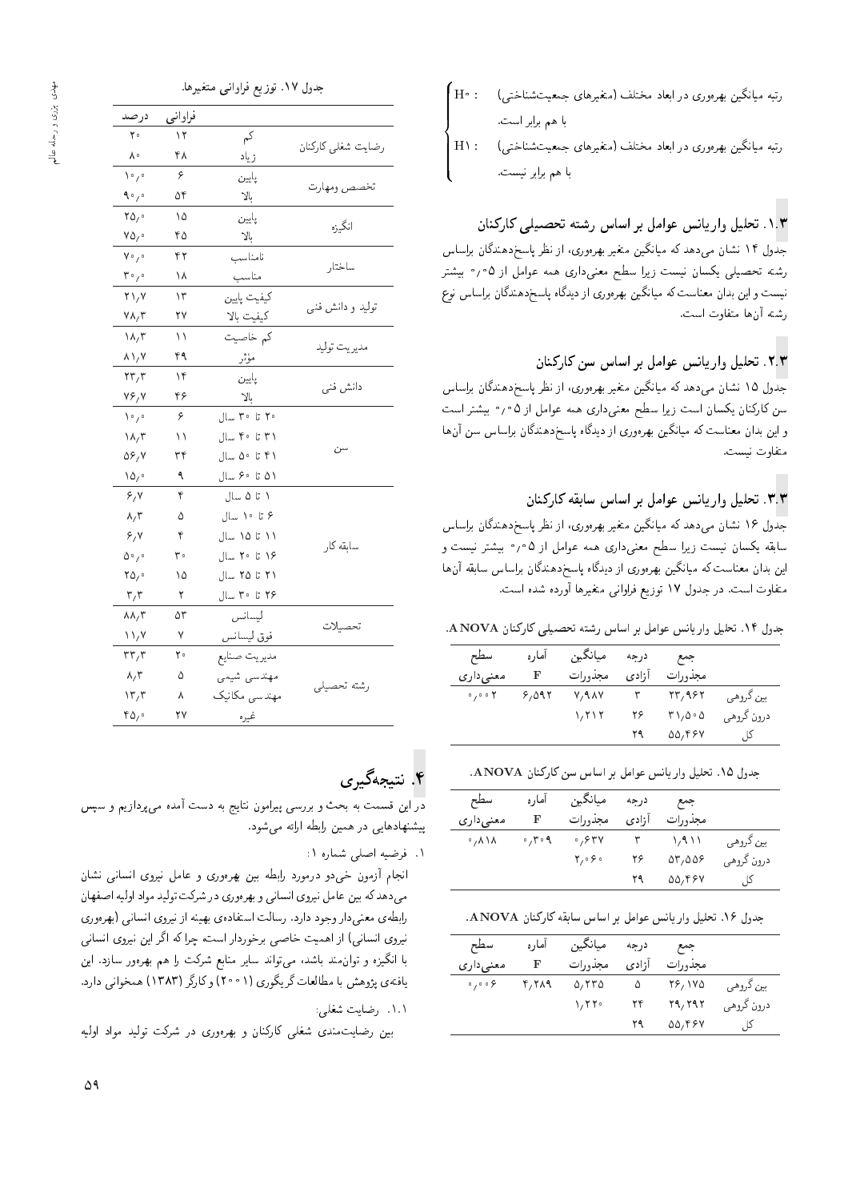$H_0$: رتبه میانگین بهره‌وری در ابعاد مختلف (متغیرهای جمعیت‌شناختی) با هم برابر است.

$H_1$: رتبه میانگین بهره‌وری در ابعاد مختلف (متغیرهای جمعیت‌شناختی) با هم برابر نیست.

### ۱.۳. تحلیل واریانس عوامل بر اساس رشته تحصیلی کارکنان

جدول ۱۴ نشان می‌دهد که میانگین متغیر بهره‌وری، از نظر پاسخ‌دهندگان براساس رشته تحصیلی یکسان نیست زیرا سطح معنی‌داری همه عوامل از ۰٫۰۵ بیشتر نیست و این بدان معناست که میانگین بهره‌وری از دیدگاه پاسخ‌دهندگان براساس نوع رشته آن‌ها متفاوت است.

### ۲.۳. تحلیل واریانس عوامل بر اساس سن کارکنان

جدول ۱۵ نشان می‌دهد که میانگین متغیر بهره‌وری، از نظر پاسخ‌دهندگان براساس سن کارکنان یکسان است زیرا سطح معنی‌داری همه عوامل از ۰٫۰۵ بیشتر است و این بدان معناست که میانگین بهره‌وری از دیدگاه پاسخ‌دهندگان براساس سن آن‌ها متفاوت نیست.

### ۳.۳. تحلیل واریانس عوامل بر اساس سابقه کارکنان

جدول ۱۶ نشان می‌دهد که میانگین متغیر بهره‌وری، از نظر پاسخ‌دهندگان براساس سابقه یکسان نیست زیرا سطح معنی‌داری همه عوامل از ۰٫۰۵ بیشتر نیست و این بدان معناست که میانگین بهره‌وری از دیدگاه پاسخ‌دهندگان براساس سابقه آن‌ها متفاوت است. در جدول ۱۷ توزیع فراوانی متغیرها آورده شده است.

جدول ۱۴. تحلیل واریانس عوامل بر اساس رشته تحصیلی کارکنان ANOVA.

| | جمع مجذورات | درجه آزادی | میانگین مجذورات | آماره F | سطح معنی‌داری |
|---|---|---|---|---|---|
| بین گروهی | ۲۳٫۹۶۲ | ۳ | ۷٫۹۸۷ | ۶٫۵۹۲ | ۰٫۰۰۲ |
| درون گروهی | ۳۱٫۵۰۵ | ۲۶ | ۱٫۲۱۲ | | |
| کل | ۵۵٫۴۶۷ | ۲۹ | | | |

جدول ۱۵. تحلیل واریانس عوامل بر اساس سن کارکنان ANOVA.

| | جمع مجذورات | درجه آزادی | میانگین مجذورات | آماره F | سطح معنی‌داری |
|---|---|---|---|---|---|
| بین گروهی | ۱٫۹۱۱ | ۳ | ۰٫۶۳۷ | ۰٫۳۰۹ | ۰٫۸۱۸ |
| درون گروهی | ۵۳٫۵۵۶ | ۲۶ | ۲٫۰۶۰ | | |
| کل | ۵۵٫۴۶۷ | ۲۹ | | | |

جدول ۱۶. تحلیل واریانس عوامل بر اساس سابقه کارکنان ANOVA.

| | جمع مجذورات | درجه آزادی | میانگین مجذورات | آماره F | سطح معنی‌داری |
|---|---|---|---|---|---|
| بین گروهی | ۲۶٫۱۷۵ | ۵ | ۵٫۲۳۵ | ۴٫۲۸۹ | ۰٫۰۰۶ |
| درون گروهی | ۲۹٫۲۹۲ | ۲۴ | ۱٫۲۲۰ | | |
| کل | ۵۵٫۴۶۷ | ۲۹ | | | |

جدول ۱۷. توزیع فراوانی متغیرها.

| | | فراوانی | درصد |
|---|---|---|---|
| رضایت شغلی کارکنان | کم | ۱۲ | ۲۰ |
| | زیاد | ۴۸ | ۸۰ |
| تخصص ومهارت | پایین | ۶ | ۱۰٫۰ |
| | بالا | ۵۴ | ۹۰٫۰ |
| انگیزه | پایین | ۱۵ | ۲۵٫۰ |
| | بالا | ۴۵ | ۷۵٫۰ |
| ساختار | نامناسب | ۴۲ | ۷۰٫۰ |
| | مناسب | ۱۸ | ۳۰٫۰ |
| تولید و دانش فنی | کیفیت پایین | ۱۳ | ۲۱٫۷ |
| | کیفیت بالا | ۲۷ | ۷۸٫۳ |
| مدیریت تولید | کم خاصیت | ۱۱ | ۱۸٫۳ |
| | مؤثر | ۴۹ | ۸۱٫۷ |
| دانش فنی | پایین | ۱۴ | ۲۳٫۳ |
| | بالا | ۴۶ | ۷۶٫۷ |
| سن | ۲۰ تا ۳۰ سال | ۶ | ۱۰٫۰ |
| | ۳۱ تا ۴۰ سال | ۱۱ | ۱۸٫۳ |
| | ۴۱ تا ۵۰ سال | ۳۴ | ۵۶٫۷ |
| | ۵۱ تا ۶۰ سال | ۹ | ۱۵٫۰ |
| سابقه کار | ۱ تا ۵ سال | ۴ | ۶٫۷ |
| | ۶ تا ۱۰ سال | ۵ | ۸٫۳ |
| | ۱۱ تا ۱۵ سال | ۴ | ۶٫۷ |
| | ۱۶ تا ۲۰ سال | ۳۰ | ۵۰٫۰ |
| | ۲۱ تا ۲۵ سال | ۱۵ | ۲۵٫۰ |
| | ۲۶ تا ۳۰ سال | ۲ | ۳٫۳ |
| تحصیلات | لیسانس | ۵۳ | ۸۸٫۳ |
| | فوق لیسانس | ۷ | ۱۱٫۷ |
| رشته تحصیلی | مدیریت صنایع | ۲۰ | ۳۳٫۳ |
| | مهندسی شیمی | ۵ | ۸٫۳ |
| | مهندسی مکانیک | ۸ | ۱۳٫۳ |
| | غیره | ۲۷ | ۴۵٫۰ |

## ۴. نتیجه‌گیری

در این قسمت به بحث و بررسی پیرامون نتایج به دست آمده می‌پردازیم و سپس پیشنهادهایی در همین رابطه ارائه می‌شود.

۱. فرضیه اصلی شماره ۱:

انجام آزمون خی‌دو درمورد رابطه بین بهره‌وری و عامل نیروی انسانی نشان می‌دهد که بین عامل نیروی انسانی و بهره‌وری در شرکت تولید مواد اولیه اصفهان رابطه‌ی معنی‌دار وجود دارد. رسالت استفاده‌ی بهینه از نیروی انسانی (بهره‌وری نیروی انسانی) از اهمیت خاصی برخوردار است، چرا که اگر این نیروی انسانی با انگیزه و توان‌مند باشد، می‌تواند سایر منابع شرکت را هم بهره‌ور سازد. این یافته‌ی پژوهش با مطالعات گریگوری (۲۰۰۱) و کارگر (۱۳۸۳) همخوانی دارد.

۱.۱. رضایت شغلی:

بین رضایت‌مندی شغلی کارکنان و بهره‌وری در شرکت تولید مواد اولیه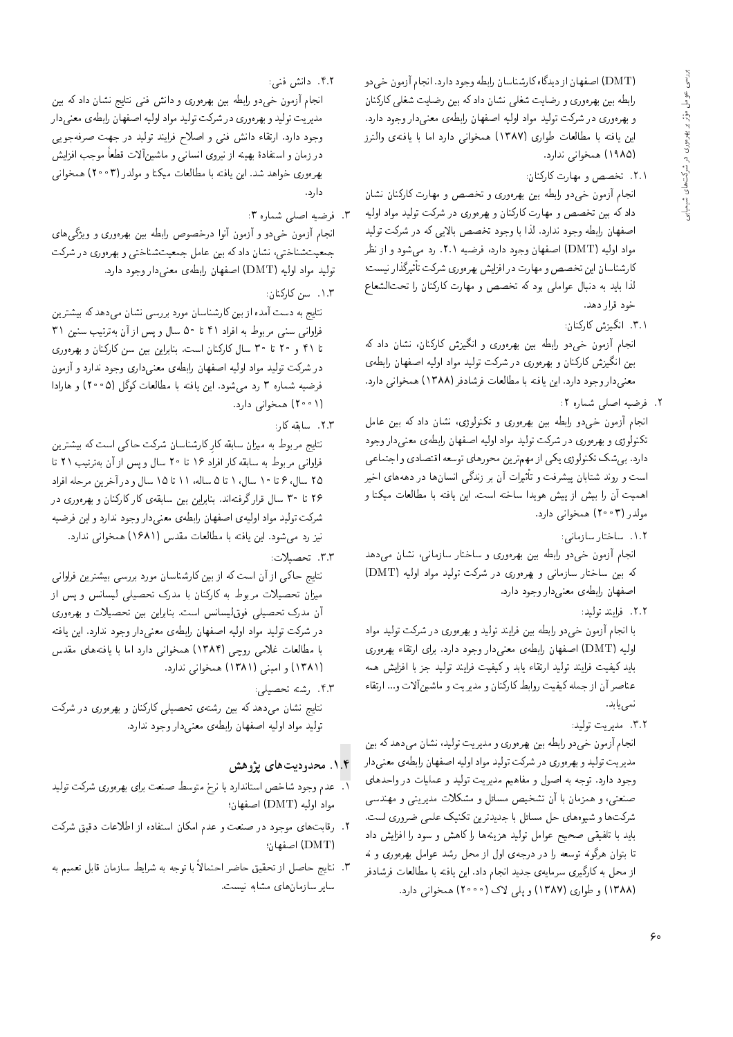(DMT) اصفهان از دیدگاه کارشناسان رابطه وجود دارد. انجام آزمون خی‌دو رابطه بین بهره‌وری و رضایت شغلی نشان داد که بین رضایت شغلی کارکنان و بهره‌وری در شرکت تولید مواد اولیه اصفهان رابطه‌ی معنی‌دار وجود دارد. این یافته با مطالعات طواری (۱۳۸۷) همخوانی دارد اما با یافته‌ی والترز (۱۹۸۵) همخوانی ندارد.

۲.۱. تخصص و مهارت کارکنان:

انجام آزمون خی‌دو رابطه بین بهره‌وری و تخصص و مهارت کارکنان نشان داد که بین تخصص و مهارت کارکنان و بهره‌وری در شرکت تولید مواد اولیه اصفهان رابطه وجود ندارد. لذا با وجود تخصص بالایی که در شرکت تولید مواد اولیه (DMT) اصفهان وجود دارد، فرضیه ۲.۱. رد می‌شود و از نظر کارشناسان این تخصص و مهارت در افزایش بهره‌وری شرکت تأثیرگذار نیست؛ لذا باید به دنبال عواملی بود که تخصص و مهارت کارکنان را تحت‌الشعاع خود قرار دهد.

۳.۱. انگیزش کارکنان:

انجام آزمون خی‌دو رابطه بین بهره‌وری و انگیزش کارکنان، نشان داد که بین انگیزش کارکنان و بهره‌وری در شرکت تولید مواد اولیه اصفهان رابطه‌ی معنی‌دار وجود دارد. این یافته با مطالعات فرشادفر (۱۳۸۸) همخوانی دارد.

۲. فرضیه اصلی شماره ۲:

انجام آزمون خی‌دو رابطه بین بهره‌وری و تکنولوژی، نشان داد که بین عامل تکنولوژی و بهره‌وری در شرکت تولید مواد اولیه اصفهان رابطه‌ی معنی‌دار وجود دارد. بی‌شک تکنولوژی یکی از مهم‌ترین محورهای توسعه اقتصادی و اجتماعی است و روند شتابان پیشرفت و تأثیرات آن بر زندگی انسان‌ها در دهه‌های اخیر اهمیت آن را بیش از پیش هویدا ساخته است. این یافته با مطالعات میکتا و مولدر (۲۰۰۳) همخوانی دارد.

۱.۲. ساختار سازمانی:

انجام آزمون خی‌دو رابطه بین بهره‌وری و ساختار سازمانی، نشان می‌دهد که بین ساختار سازمانی و بهره‌وری در شرکت تولید مواد اولیه (DMT) اصفهان رابطه‌ی معنی‌دار وجود دارد.

۲.۲. فرایند تولید:

با انجام آزمون خی‌دو رابطه بین فرایند تولید و بهره‌وری در شرکت تولید مواد اولیه (DMT) اصفهان رابطه‌ی معنی‌دار وجود دارد. برای ارتقاء بهره‌وری باید کیفیت فرایند تولید ارتقاء یابد و کیفیت فرایند تولید جز با افزایش همه عناصر آن از جمله کیفیت روابط کارکنان و مدیریت و ماشین‌آلات و... ارتقاء نمی‌یابد.

۳.۲. مدیریت تولید:

انجام آزمون خی‌دو رابطه بین بهره‌وری و مدیریت تولید، نشان می‌دهد که بین مدیریت تولید و بهره‌وری در شرکت تولید مواد اولیه اصفهان رابطه‌ی معنی‌دار وجود دارد. توجه به اصول و مفاهیم مدیریت تولید و عملیات در واحدهای صنعتی، و همزمان با آن تشخیص مسائل و مشکلات مدیریتی و مهندسی شرکت‌ها و شیوه‌های حل مسائل با جدیدترین تکنیک علمی ضروری است. باید با تلفیقی صحیح عوامل تولید هزینه‌ها را کاهش و سود را افزایش داد تا بتوان هرگونه توسعه را در درجه‌ی اول از محل رشد عوامل بهره‌وری و نه از محل به کارگیری سرمایه‌ی جدید انجام داد. این یافته با مطالعات فرشادفر (۱۳۸۸) و طواری (۱۳۸۷) و پلی لاک (۲۰۰۰) همخوانی دارد.

۴.۲. دانش فنی:

انجام آزمون خی‌دو رابطه بین بهره‌وری و دانش فنی نتایج نشان داد که بین مدیریت تولید و بهره‌وری در شرکت تولید مواد اولیه اصفهان رابطه‌ی معنی‌دار وجود دارد. ارتقاء دانش فنی و اصلاح فرایند تولید در جهت صرفه‌جویی در زمان و استفادهٔ بهینه از نیروی انسانی و ماشین‌آلات قطعاً موجب افزایش بهره‌وری خواهد شد. این یافته با مطالعات میکتا و مولدر (۲۰۰۳) همخوانی دارد.

۳. فرضیه اصلی شماره ۳:

انجام آزمون خی‌دو و آزمون آنوا درخصوص رابطه بین بهره‌وری و ویژگی‌های جمعیت‌شناختی، نشان داد که بین عامل جمعیت‌شناختی و بهره‌وری در شرکت تولید مواد اولیه (DMT) اصفهان رابطه‌ی معنی‌دار وجود دارد.

۱.۳. سن کارکنان:

نتایج به دست آمده از بین کارشناسان مورد بررسی نشان می‌دهد که بیشترین فراوانی سنی مربوط به افراد ۴۱ تا ۵۰ سال و پس از آن به‌ترتیب سنین ۳۱ تا ۴۱ و ۲۰ تا ۳۰ سال کارکنان است. بنابراین بین سن کارکنان و بهره‌وری در شرکت تولید مواد اولیه اصفهان رابطه‌ی معنی‌داری وجود ندارد و آزمون فرضیه شماره ۳ رد می‌شود. این یافته با مطالعات کوگل (۲۰۰۵) و هارادا (۲۰۰۱) همخوانی دارد.

۲.۳. سابقه کار:

نتایج مربوط به میزان سابقه کار کارشناسان شرکت حاکی است که بیشترین فراوانی مربوط به سابقه کار افراد ۱۶ تا ۲۰ سال و پس از آن به‌ترتیب ۲۱ تا ۲۵ سال، ۶ تا ۱۰ سال، ۱ تا ۵ ساله، ۱۱ تا ۱۵ سال و در آخرین مرحله افراد ۲۶ تا ۳۰ سال قرار گرفته‌اند. بنابراین بین سابقه‌ی کار کارکنان و بهره‌وری در شرکت تولید مواد اولیه‌ی اصفهان رابطه‌ی معنی‌دار وجود ندارد و این فرضیه نیز رد می‌شود. این یافته با مطالعات مقدس (۱۶۸۱) همخوانی ندارد.

۳.۳. تحصیلات:

نتایج حاکی از آن است که از بین کارشناسان مورد بررسی بیشترین فراوانی میزان تحصیلات مربوط به کارکنان با مدرک تحصیلی لیسانس و پس از آن مدرک تحصیلی فوق‌لیسانس است. بنابراین بین تحصیلات و بهره‌وری در شرکت تولید مواد اولیه اصفهان رابطه‌ی معنی‌دار وجود ندارد. این یافته با مطالعات غلامی روچی (۱۳۸۴) همخوانی دارد اما با یافته‌های مقدس (۱۳۸۱) و امینی (۱۳۸۱) همخوانی ندارد.

۴.۳. رشته تحصیلی:

نتایج نشان می‌دهد که بین رشته‌ی تحصیلی کارکنان و بهره‌وری در شرکت تولید مواد اولیه اصفهان رابطه‌ی معنی‌دار وجود ندارد.

## ۱.۴. محدودیت‌های پژوهش

۱. عدم وجود شاخص استاندارد یا نرخ متوسط صنعت برای بهره‌وری شرکت تولید مواد اولیه (DMT) اصفهان؛

۲. رقابت‌های موجود در صنعت و عدم امکان استفاده از اطلاعات دقیق شرکت (DMT) اصفهان؛

۳. نتایج حاصل از تحقیق حاضر احتمالاً با توجه به شرایط سازمان قابل تعمیم به سایر سازمان‌های مشابه نیست.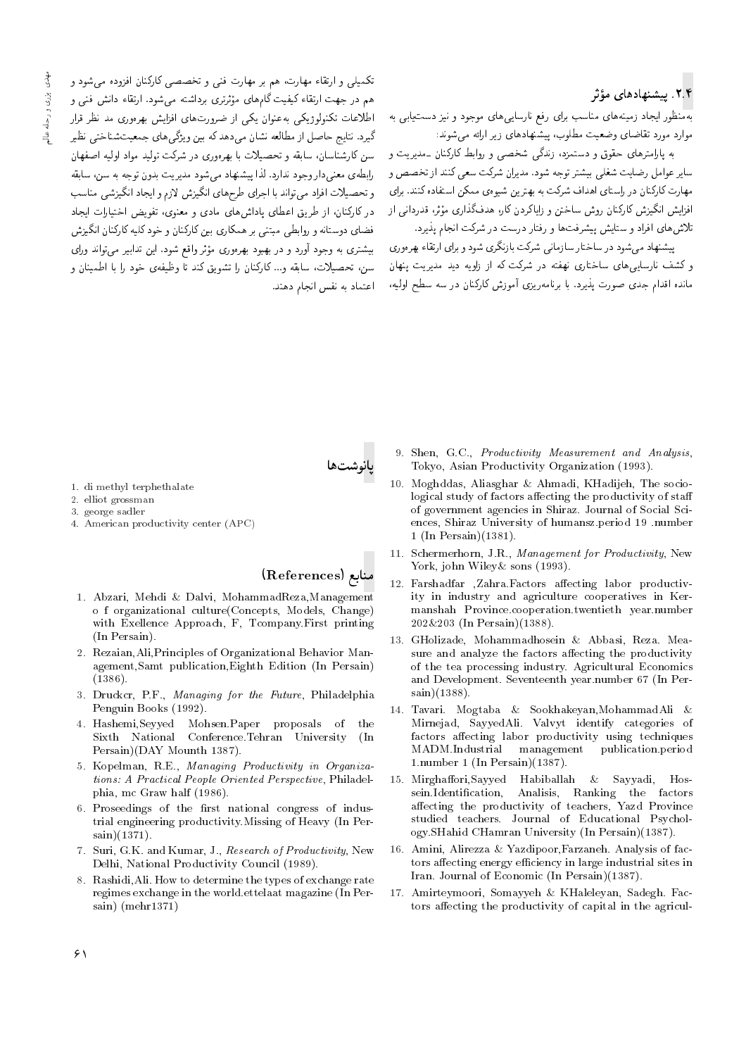## ۲.۴. پیشنهادهای مؤثر

به‌منظور ایجاد زمینه‌های مناسب برای رفع نارسایی‌های موجود و نیز دست‌یابی به موارد مورد تقاضای وضعیت مطلوب، پیشنهادهای زیر ارائه می‌شوند:

به پارامترهای حقوق و دستمزد، زندگی شخصی و روابط کارکنان ـ‌مدیریت و سایر عوامل رضایت شغلی بیشتر توجه شود. مدیران شرکت سعی کنند از تخصص و مهارت کارکنان در راستای اهداف شرکت به بهترین شیوه‌ی ممکن استفاده کنند. برای افزایش انگیزش کارکنان روش ساختن و زایاکردن کار، هدف‌گذاری مؤثر، قدردانی از تلاش‌های افراد و ستایش پیشرفت‌ها و رفتار درست در شرکت انجام پذیرد.

پیشنهاد می‌شود در ساختار سازمانی شرکت بازنگری شود و برای ارتقاء بهره‌وری و کشف نارسایی‌های ساختاری نهفته در شرکت که از زاویه دید مدیریت پنهان مانده اقدام جدی صورت پذیرد. با برنامه‌ریزی آموزش کارکنان در سه سطح اولیه، تکمیلی و ارتقاء مهارت، هم بر مهارت فنی و تخصصی کارکنان افزوده می‌شود و هم در جهت ارتقاء کیفیت گام‌های مؤثرتری برداشته می‌شود. ارتقاء دانش فنی و اطلاعات تکنولوژیکی به‌عنوان یکی از ضرورت‌های افزایش بهره‌وری مد نظر قرار گیرد. نتایج حاصل از مطالعه نشان می‌دهد که بین ویژگی‌های جمعیت‌شناختی نظیر سن کارشناسان، سابقه و تحصیلات با بهره‌وری در شرکت تولید مواد اولیه اصفهان رابطه‌ی معنی‌دار وجود ندارد. لذا پیشنهاد می‌شود مدیریت بدون توجه به سن، سابقه و تحصیلات افراد می‌تواند با اجرای طرح‌های انگیزش لازم و ایجاد انگیزشی مناسب در کارکنان، از طریق اعطای پاداش‌های مادی و معنوی، تفویض اختیارات ایجاد فضای دوستانه و روابطی مبتنی بر همکاری بین کارکنان و خود کلیه کارکنان انگیزش بیشتری به وجود آورد و در بهبود بهره‌وری مؤثر واقع شود. این تدابیر می‌تواند ورای سن، تحصیلات، سابقه و... کارکنان را تشویق کند تا وظیفه‌ی خود را با اطمینان و اعتماد به نفس انجام دهند.

## پانوشت‌ها

1. di methyl terphethalate
2. elliot grossman
3. george sadler
4. American productivity center (APC)

## منابع (References)

1. Abzari, Mehdi & Dalvi, MohammadReza,Management o f organizational culture(Concepts, Models, Change) with Exellence Approach, F, Tcompany.First printing (In Persain).
2. Rezaian,Ali,Principles of Organizational Behavior Management,Samt publication,Eighth Edition (In Persain) (1386).
3. Druckcr, P.F., *Managing for the Future*, Philadelphia Penguin Books (1992).
4. Hashemi,Seyyed Mohsen.Paper proposals of the Sixth National Conference.Tehran University (In Persain)(DAY Mounth 1387).
5. Kopelman, R.E., *Managing Productivity in Organizations: A Practical People Oriented Perspective*, Philadelphia, mc Graw half (1986).
6. Proseedings of the first national congress of industrial engineering productivity.Missing of Heavy (In Persain)(1371).
7. Suri, G.K. and Kumar, J., *Research of Productivity*, New Delhi, National Productivity Council (1989).
8. Rashidi,Ali. How to determine the types of exchange rate regimes exchange in the world.ettelaat magazine (In Persain) (mehr1371)
9. Shen, G.C., *Productivity Measurement and Analysis*, Tokyo, Asian Productivity Organization (1993).
10. Moghddas, Aliasghar & Ahmadi, KHadijeh, The sociological study of factors affecting the productivity of staff of government agencies in Shiraz. Journal of Social Sciences, Shiraz University of humansz.period 19 .number 1 (In Persain)(1381).
11. Schermerhorn, J.R., *Management for Productivity*, New York, john Wiley& sons (1993).
12. Farshadfar ,Zahra.Factors affecting labor productivity in industry and agriculture cooperatives in Kermanshah Province.cooperation.twentieth year.number 202&203 (In Persain)(1388).
13. GHolizade, Mohammadhosein & Abbasi, Reza. Measure and analyze the factors affecting the productivity of the tea processing industry. Agricultural Economics and Development. Seventeenth year.number 67 (In Persain)(1388).
14. Tavari. Mogtaba & Sookhakeyan,MohammadAli & Mirnejad, SayyedAli. Valvyt identify categories of factors affecting labor productivity using techniques MADM.Industrial management publication.period 1.number 1 (In Persain)(1387).
15. Mirghaffori,Sayyed Habiballah & Sayyadi, Hossein.Identification, Analisis, Ranking the factors affecting the productivity of teachers, Yazd Province studied teachers. Journal of Educational Psychology.SHahid CHamran University (In Persain)(1387).
16. Amini, Alirezza & Yazdipoor,Farzaneh. Analysis of factors affecting energy efficiency in large industrial sites in Iran. Journal of Economic (In Persain)(1387).
17. Amirteymoori, Somayyeh & KHaleleyan, Sadegh. Factors affecting the productivity of capital in the agricul-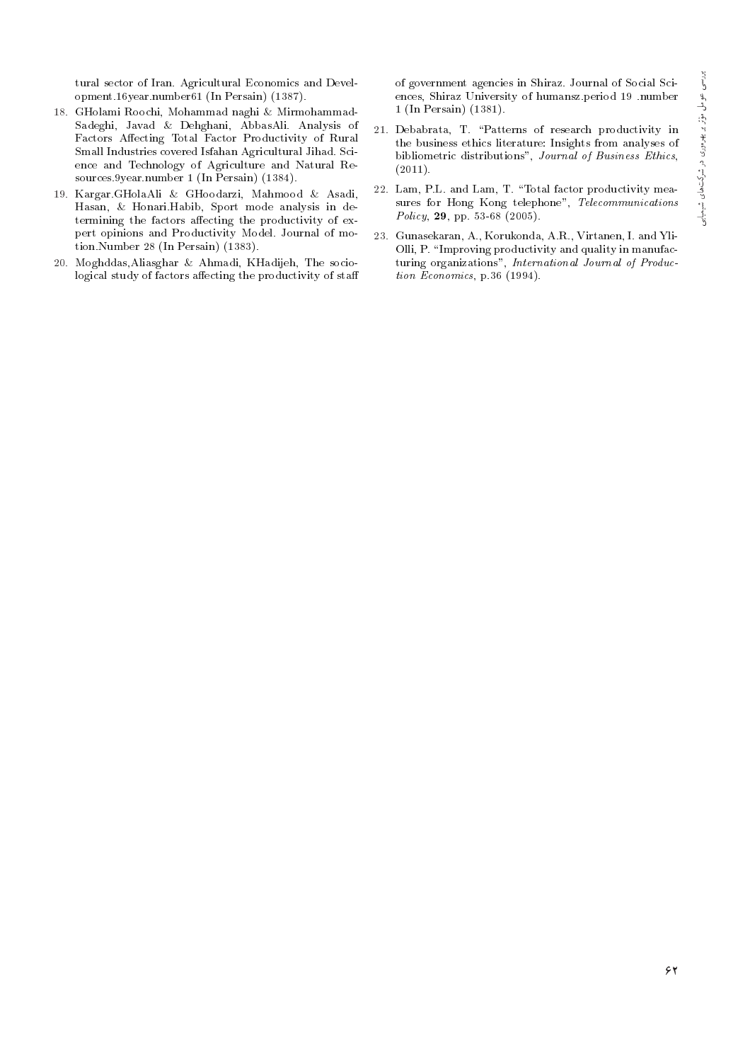tural sector of Iran. Agricultural Economics and Development.16year.number61 (In Persain) (1387).

18. GHolami Roochi, Mohammad naghi & Mirmohammad-Sadeghi, Javad & Dehghani, AbbasAli. Analysis of Factors Affecting Total Factor Productivity of Rural Small Industries covered Isfahan Agricultural Jihad. Science and Technology of Agriculture and Natural Resources.9year.number 1 (In Persain) (1384).

19. Kargar.GHolaAli & GHoodarzi, Mahmood & Asadi, Hasan, & Honari.Habib, Sport mode analysis in determining the factors affecting the productivity of expert opinions and Productivity Model. Journal of motion.Number 28 (In Persain) (1383).

20. Moghddas,Aliasghar & Ahmadi, KHadijeh, The sociological study of factors affecting the productivity of staff of government agencies in Shiraz. Journal of Social Sciences, Shiraz University of humansz.period 19 .number 1 (In Persain) (1381).

21. Debabrata, T. "Patterns of research productivity in the business ethics literature: Insights from analyses of bibliometric distributions", *Journal of Business Ethics*, (2011).

22. Lam, P.L. and Lam, T. "Total factor productivity measures for Hong Kong telephone", *Telecommunications Policy*, **29**, pp. 53-68 (2005).

23. Gunasekaran, A., Korukonda, A.R., Virtanen, I. and Yli-Olli, P. "Improving productivity and quality in manufacturing organizations", *International Journal of Production Economics*, p.36 (1994).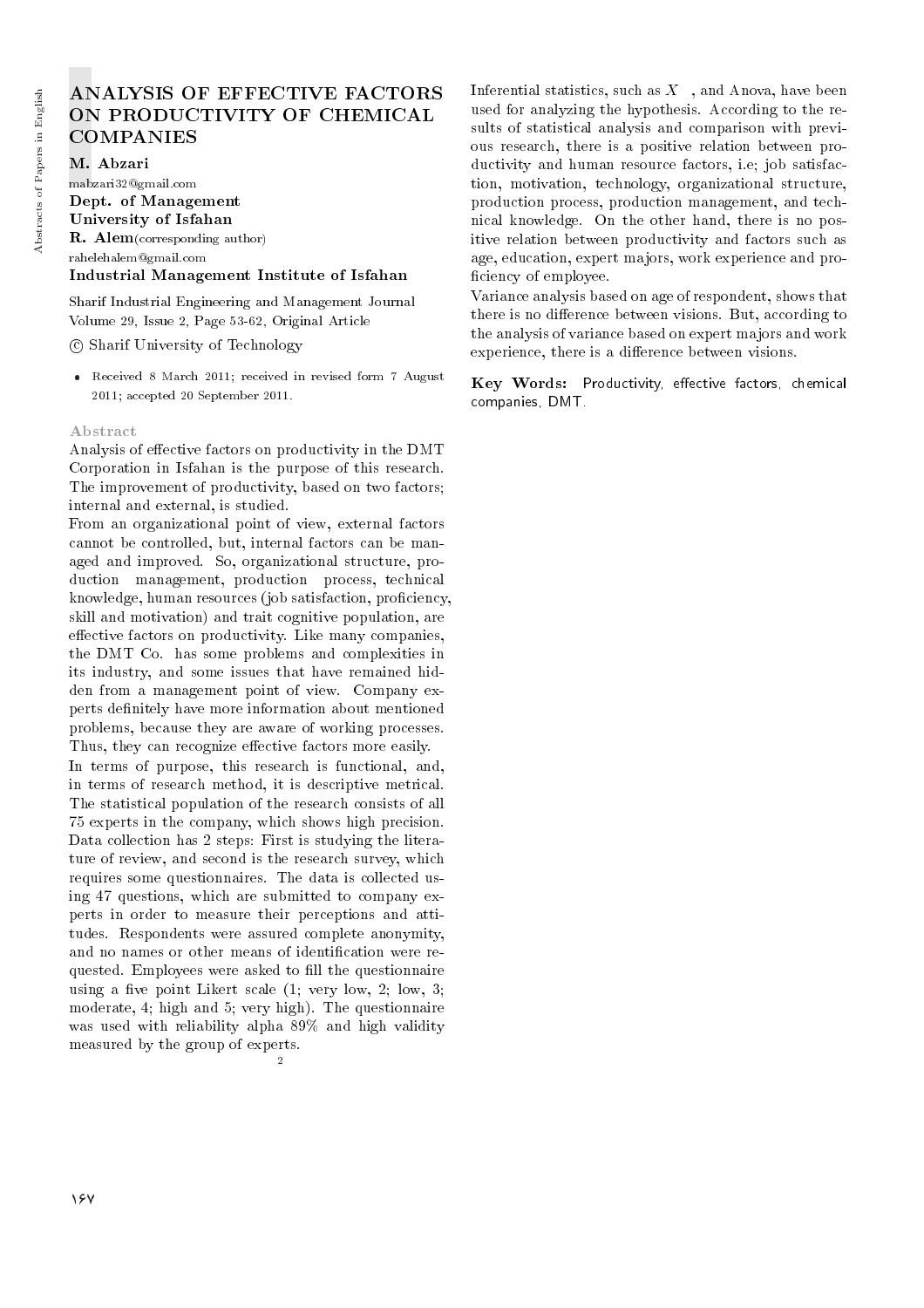# ANALYSIS OF EFFECTIVE FACTORS ON PRODUCTIVITY OF CHEMICAL COMPANIES

**M. Abzari**
mabzari32@gmail.com
**Dept. of Management**
**University of Isfahan**
**R. Alem**(corresponding author)
rahelehalem@gmail.com
**Industrial Management Institute of Isfahan**

Sharif Industrial Engineering and Management Journal
Volume 29, Issue 2, Page 53-62, Original Article

© Sharif University of Technology

- Received 8 March 2011; received in revised form 7 August 2011; accepted 20 September 2011.

### Abstract

Analysis of effective factors on productivity in the DMT Corporation in Isfahan is the purpose of this research. The improvement of productivity, based on two factors; internal and external, is studied.

From an organizational point of view, external factors cannot be controlled, but, internal factors can be managed and improved. So, organizational structure, production management, production process, technical knowledge, human resources (job satisfaction, proficiency, skill and motivation) and trait cognitive population, are effective factors on productivity. Like many companies, the DMT Co. has some problems and complexities in its industry, and some issues that have remained hidden from a management point of view. Company experts definitely have more information about mentioned problems, because they are aware of working processes. Thus, they can recognize effective factors more easily.

In terms of purpose, this research is functional, and, in terms of research method, it is descriptive metrical. The statistical population of the research consists of all 75 experts in the company, which shows high precision. Data collection has 2 steps: First is studying the literature of review, and second is the research survey, which requires some questionnaires. The data is collected using 47 questions, which are submitted to company experts in order to measure their perceptions and attitudes. Respondents were assured complete anonymity, and no names or other means of identification were requested. Employees were asked to fill the questionnaire using a five point Likert scale (1; very low, 2; low, 3; moderate, 4; high and 5; very high). The questionnaire was used with reliability alpha 89% and high validity measured by the group of experts.

Inferential statistics, such as $X^2$, and Anova, have been used for analyzing the hypothesis. According to the results of statistical analysis and comparison with previous research, there is a positive relation between productivity and human resource factors, i.e; job satisfaction, motivation, technology, organizational structure, production process, production management, and technical knowledge. On the other hand, there is no positive relation between productivity and factors such as age, education, expert majors, work experience and proficiency of employee.

Variance analysis based on age of respondent, shows that there is no difference between visions. But, according to the analysis of variance based on expert majors and work experience, there is a difference between visions.

**Key Words:** Productivity, effective factors, chemical companies, DMT.